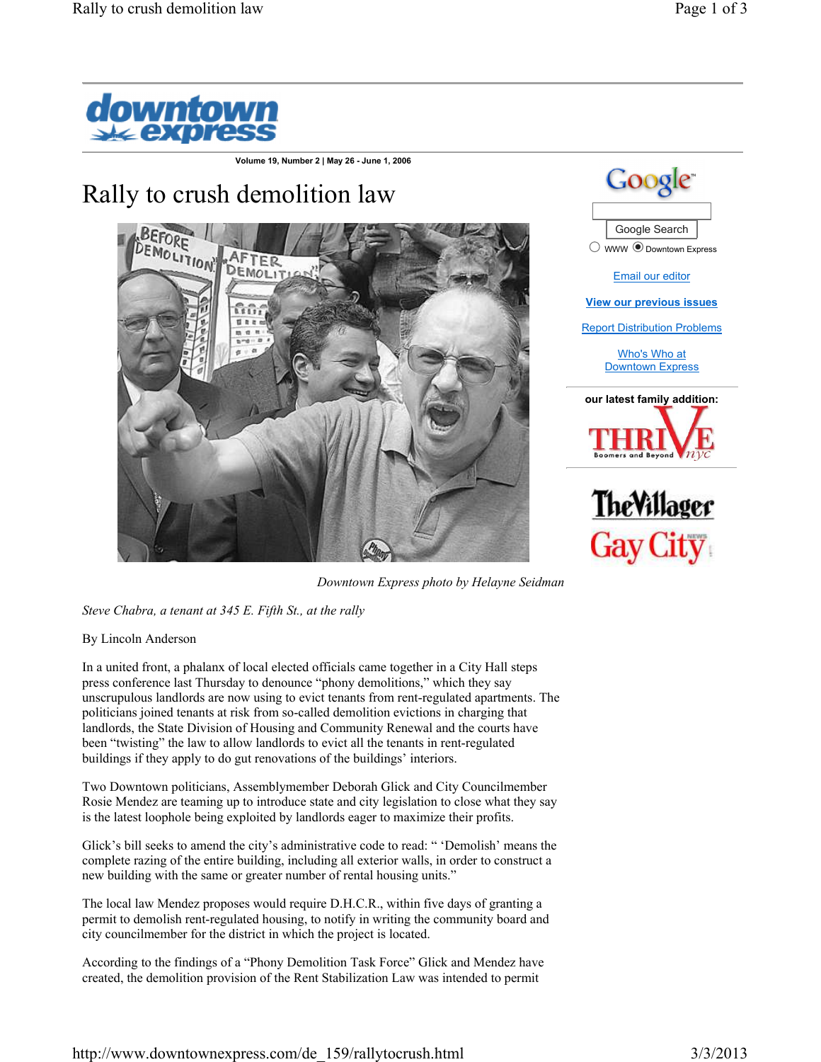Volume 19, Number 2 | May 26 - June 1, 2006

# Rally to crush demolition law

*Downtown Express photo by Helayne Seidman*

*Steve Chabra, a tenant at 345 E. Fifth St., at the rally*

By Lincoln Anderson

In a united front, a phalanx of local elected officials came together in a City Hall steps press conference last Thursday to denounce "phony demolitions," which they say unscrupulous landlords are now using to evict tenants from rent-regulated apartments. The politicians joined tenants at risk from so-called demolition evictions in charging that landlords, the State Division of Housing and Community Renewal and the courts have been "twisting" the law to allow landlords to evict all the tenants in rent-regulated buildings if they apply to do gut renovations of the buildings' interiors.

Two Downtown politicians, Assemblymember Deborah Glick and City Councilmember Rosie Mendez are teaming up to introduce state and city legislation to close what they say is the latest loophole being exploited by landlords eager to maximize their profits.

Glick's bill seeks to amend the city's administrative code to read: " 'Demolish' means the complete razing of the entire building, including all exterior walls, in order to construct a new building with the same or greater number of rental housing units."

The local law Mendez proposes would require D.H.C.R., within five days of granting a permit to demolish rent-regulated housing, to notify in writing the community board and city councilmember for the district in which the project is located.

According to the findings of a "Phony Demolition Task Force" Glick and Mendez have created, the demolition provision of the Rent Stabilization Law was intended to permit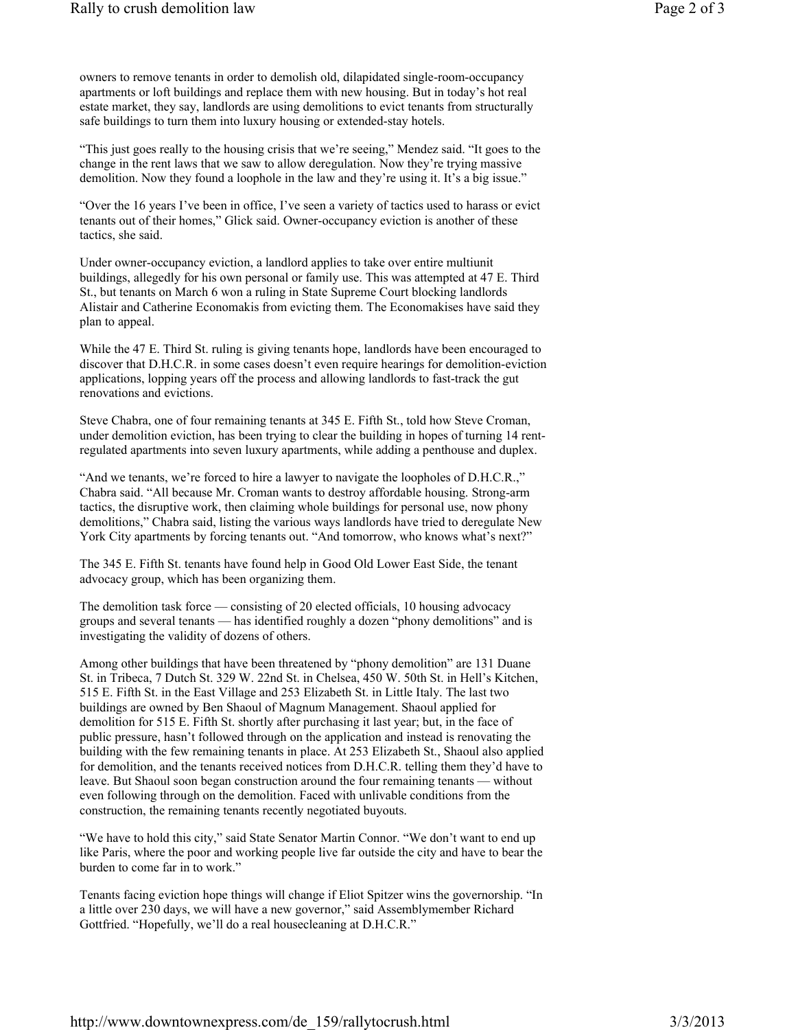owners to remove tenants in order to demolish old, dilapidated single-room-occupancy apartments or loft buildings and replace them with new housing. But in today's hot real estate market, they say, landlords are using demolitions to evict tenants from structurally safe buildings to turn them into luxury housing or extended-stay hotels.

"This just goes really to the housing crisis that we're seeing," Mendez said. "It goes to the change in the rent laws that we saw to allow deregulation. Now they're trying massive demolition. Now they found a loophole in the law and they're using it. It's a big issue."

"Over the 16 years I've been in office, I've seen a variety of tactics used to harass or evict tenants out of their homes," Glick said. Owner-occupancy eviction is another of these tactics, she said.

Under owner-occupancy eviction, a landlord applies to take over entire multiunit buildings, allegedly for his own personal or family use. This was attempted at 47 E. Third St., but tenants on March 6 won a ruling in State Supreme Court blocking landlords Alistair and Catherine Economakis from evicting them. The Economakises have said they plan to appeal.

While the 47 E. Third St. ruling is giving tenants hope, landlords have been encouraged to discover that D.H.C.R. in some cases doesn't even require hearings for demolition-eviction applications, lopping years off the process and allowing landlords to fast-track the gut renovations and evictions.

Steve Chabra, one of four remaining tenants at 345 E. Fifth St., told how Steve Croman, under demolition eviction, has been trying to clear the building in hopes of turning 14 rent-regulated apartments into seven luxury apartments, while adding a penthouse and duplex.

"And we tenants, we're forced to hire a lawyer to navigate the loopholes of D.H.C.R.," Chabra said. "All because Mr. Croman wants to destroy affordable housing. Strong-arm tactics, the disruptive work, then claiming whole buildings for personal use, now phony demolitions," Chabra said, listing the various ways landlords have tried to deregulate New York City apartments by forcing tenants out. "And tomorrow, who knows what's next?"

The 345 E. Fifth St. tenants have found help in Good Old Lower East Side, the tenant advocacy group, which has been organizing them.

The demolition task force — consisting of 20 elected officials, 10 housing advocacy groups and several tenants — has identified roughly a dozen "phony demolitions" and is investigating the validity of dozens of others.

Among other buildings that have been threatened by "phony demolition" are 131 Duane St. in Tribeca, 7 Dutch St. 329 W. 22nd St. in Chelsea, 450 W. 50th St. in Hell's Kitchen, 515 E. Fifth St. in the East Village and 253 Elizabeth St. in Little Italy. The last two buildings are owned by Ben Shaoul of Magnum Management. Shaoul applied for demolition for 515 E. Fifth St. shortly after purchasing it last year; but, in the face of public pressure, hasn't followed through on the application and instead is renovating the building with the few remaining tenants in place. At 253 Elizabeth St., Shaoul also applied for demolition, and the tenants received notices from D.H.C.R. telling them they'd have to leave. But Shaoul soon began construction around the four remaining tenants — without even following through on the demolition. Faced with unlivable conditions from the construction, the remaining tenants recently negotiated buyouts.

"We have to hold this city," said State Senator Martin Connor. "We don't want to end up like Paris, where the poor and working people live far outside the city and have to bear the burden to come far in to work."

Tenants facing eviction hope things will change if Eliot Spitzer wins the governorship. "In a little over 230 days, we will have a new governor," said Assemblymember Richard Gottfried. "Hopefully, we'll do a real housecleaning at D.H.C.R."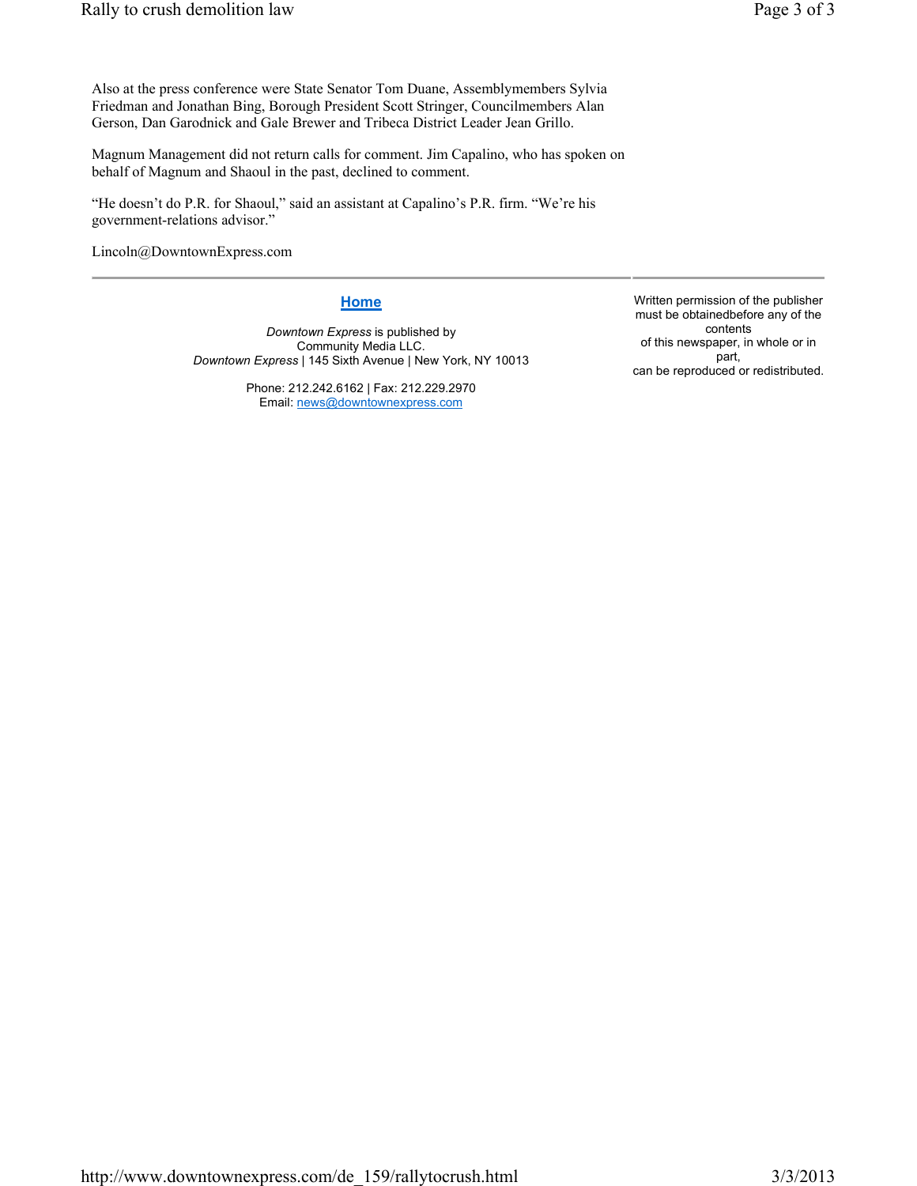Also at the press conference were State Senator Tom Duane, Assemblymembers Sylvia Friedman and Jonathan Bing, Borough President Scott Stringer, Councilmembers Alan Gerson, Dan Garodnick and Gale Brewer and Tribeca District Leader Jean Grillo.

Magnum Management did not return calls for comment. Jim Capalino, who has spoken on behalf of Magnum and Shaoul in the past, declined to comment.

"He doesn't do P.R. for Shaoul," said an assistant at Capalino's P.R. firm. "We're his government-relations advisor."

Lincoln@DowntownExpress.com

---

**Home**

*Downtown Express* is published by
Community Media LLC.
*Downtown Express* | 145 Sixth Avenue | New York, NY 10013

Phone: 212.242.6162 | Fax: 212.229.2970
Email: news@downtownexpress.com

Written permission of the publisher must be obtainedbefore any of the contents of this newspaper, in whole or in part, can be reproduced or redistributed.